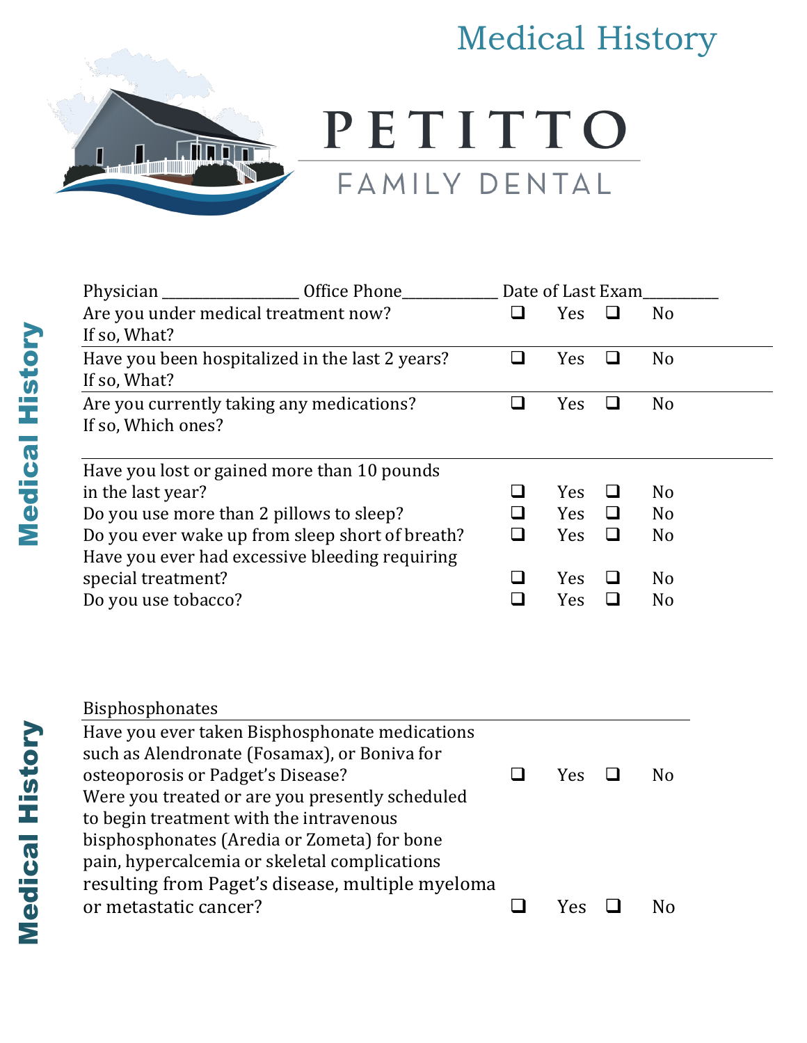# Medical History

# PETITTO
## FAMILY DENTAL

Physician ________________ Office Phone____________ Date of Last Exam_________

| | | |
|---|---|---|
| Are you under medical treatment now?<br>If so, What? | ❑ Yes | ❑ No |
| Have you been hospitalized in the last 2 years?<br>If so, What? | ❑ Yes | ❑ No |
| Are you currently taking any medications?<br>If so, Which ones? | ❑ Yes | ❑ No |
| Have you lost or gained more than 10 pounds in the last year? | ❑ Yes | ❑ No |
| Do you use more than 2 pillows to sleep? | ❑ Yes | ❑ No |
| Do you ever wake up from sleep short of breath? | ❑ Yes | ❑ No |
| Have you ever had excessive bleeding requiring special treatment? | ❑ Yes | ❑ No |
| Do you use tobacco? | ❑ Yes | ❑ No |

Bisphosphonates

| | | |
|---|---|---|
| Have you ever taken Bisphosphonate medications such as Alendronate (Fosamax), or Boniva for osteoporosis or Padget's Disease? | ❑ Yes | ❑ No |
| Were you treated or are you presently scheduled to begin treatment with the intravenous bisphosphonates (Aredia or Zometa) for bone pain, hypercalcemia or skeletal complications resulting from Paget's disease, multiple myeloma or metastatic cancer? | ❑ Yes | ❑ No |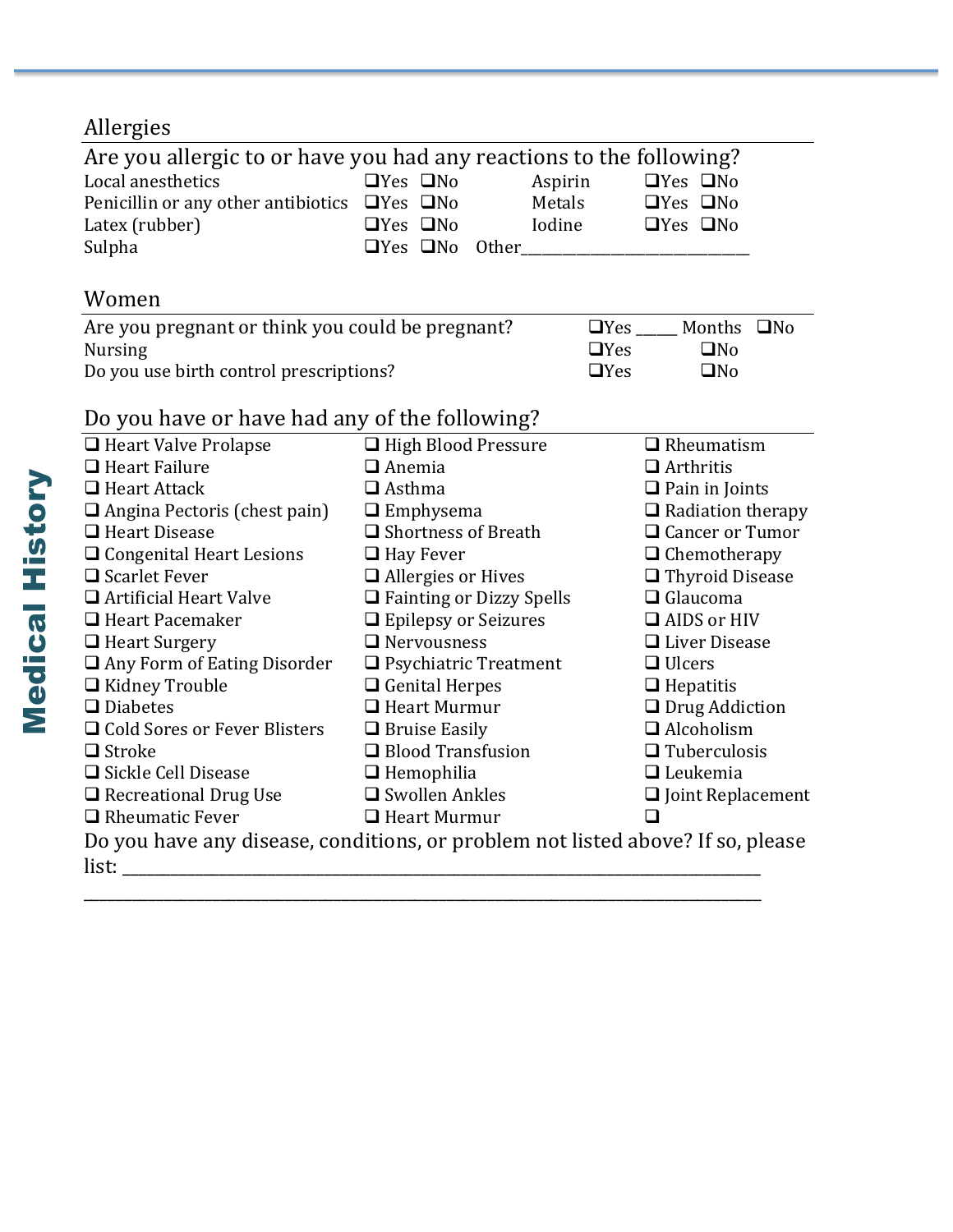## Allergies

### Are you allergic to or have you had any reactions to the following?

| | | | |
|---|---|---|---|
| Local anesthetics | ❑Yes ❑No | Aspirin | ❑Yes ❑No |
| Penicillin or any other antibiotics | ❑Yes ❑No | Metals | ❑Yes ❑No |
| Latex (rubber) | ❑Yes ❑No | Iodine | ❑Yes ❑No |
| Sulpha | ❑Yes ❑No | Other_____________________________ | |

## Women

| | | |
|---|---|---|
| Are you pregnant or think you could be pregnant? | ❑Yes _____ Months | ❑No |
| Nursing | ❑Yes | ❑No |
| Do you use birth control prescriptions? | ❑Yes | ❑No |

## Do you have or have had any of the following?

| | | |
|---|---|---|
| ❑ Heart Valve Prolapse | ❑ High Blood Pressure | ❑ Rheumatism |
| ❑ Heart Failure | ❑ Anemia | ❑ Arthritis |
| ❑ Heart Attack | ❑ Asthma | ❑ Pain in Joints |
| ❑ Angina Pectoris (chest pain) | ❑ Emphysema | ❑ Radiation therapy |
| ❑ Heart Disease | ❑ Shortness of Breath | ❑ Cancer or Tumor |
| ❑ Congenital Heart Lesions | ❑ Hay Fever | ❑ Chemotherapy |
| ❑ Scarlet Fever | ❑ Allergies or Hives | ❑ Thyroid Disease |
| ❑ Artificial Heart Valve | ❑ Fainting or Dizzy Spells | ❑ Glaucoma |
| ❑ Heart Pacemaker | ❑ Epilepsy or Seizures | ❑ AIDS or HIV |
| ❑ Heart Surgery | ❑ Nervousness | ❑ Liver Disease |
| ❑ Any Form of Eating Disorder | ❑ Psychiatric Treatment | ❑ Ulcers |
| ❑ Kidney Trouble | ❑ Genital Herpes | ❑ Hepatitis |
| ❑ Diabetes | ❑ Heart Murmur | ❑ Drug Addiction |
| ❑ Cold Sores or Fever Blisters | ❑ Bruise Easily | ❑ Alcoholism |
| ❑ Stroke | ❑ Blood Transfusion | ❑ Tuberculosis |
| ❑ Sickle Cell Disease | ❑ Hemophilia | ❑ Leukemia |
| ❑ Recreational Drug Use | ❑ Swollen Ankles | ❑ Joint Replacement |
| ❑ Rheumatic Fever | ❑ Heart Murmur | ❑ |

Do you have any disease, conditions, or problem not listed above? If so, please list: ______________________________________________________________________________

________________________________________________________________________________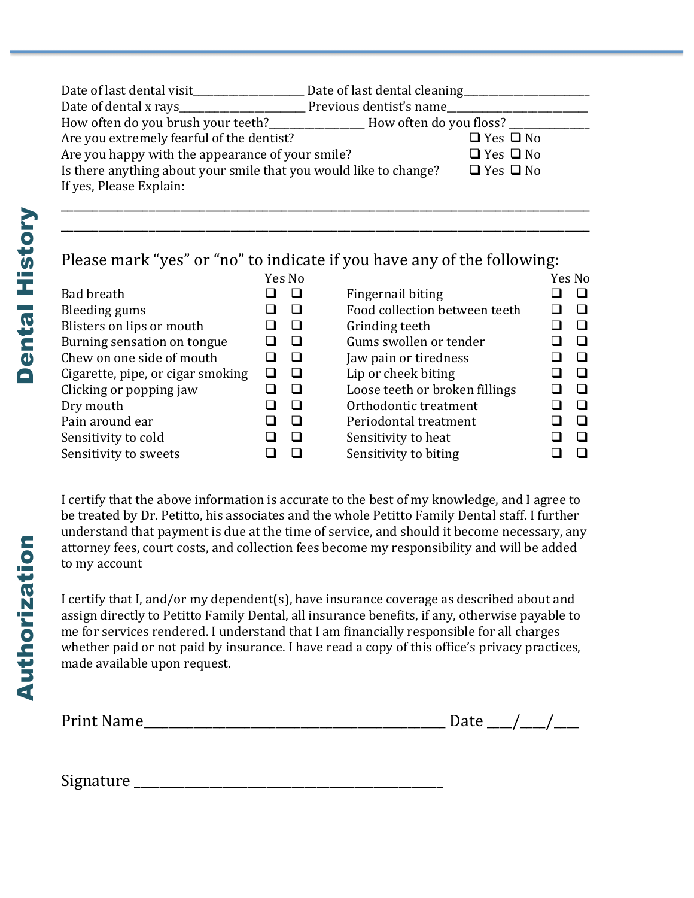## Dental History

Date of last dental visit\_\_\_\_\_\_\_\_\_\_\_\_\_\_\_\_\_\_\_\_ Date of last dental cleaning\_\_\_\_\_\_\_\_\_\_\_\_\_\_\_\_\_\_\_\_\_\_\_\_

Date of dental x rays\_\_\_\_\_\_\_\_\_\_\_\_\_\_\_\_\_\_\_\_\_\_\_ Previous dentist's name\_\_\_\_\_\_\_\_\_\_\_\_\_\_\_\_\_\_\_\_\_\_\_\_\_\_

How often do you brush your teeth?\_\_\_\_\_\_\_\_\_\_\_\_\_\_\_\_\_\_ How often do you floss? \_\_\_\_\_\_\_\_\_\_\_\_\_\_\_

Are you extremely fearful of the dentist? ❑ Yes ❑ No

Are you happy with the appearance of your smile? ❑ Yes ❑ No

Is there anything about your smile that you would like to change? ❑ Yes ❑ No

If yes, Please Explain:

\_\_\_\_\_\_\_\_\_\_\_\_\_\_\_\_\_\_\_\_\_\_\_\_\_\_\_\_\_\_\_\_\_\_\_\_\_\_\_\_\_\_\_\_\_\_\_\_\_\_\_\_\_\_\_\_\_\_\_\_\_\_\_\_\_\_\_\_\_\_\_\_\_\_\_\_\_\_\_\_\_\_\_\_\_\_

\_\_\_\_\_\_\_\_\_\_\_\_\_\_\_\_\_\_\_\_\_\_\_\_\_\_\_\_\_\_\_\_\_\_\_\_\_\_\_\_\_\_\_\_\_\_\_\_\_\_\_\_\_\_\_\_\_\_\_\_\_\_\_\_\_\_\_\_\_\_\_\_\_\_\_\_\_\_\_\_\_\_\_\_\_\_

Please mark "yes" or "no" to indicate if you have any of the following:

| | Yes | No | | Yes | No |
|---|---|---|---|---|---|
| Bad breath | ❑ | ❑ | Fingernail biting | ❑ | ❑ |
| Bleeding gums | ❑ | ❑ | Food collection between teeth | ❑ | ❑ |
| Blisters on lips or mouth | ❑ | ❑ | Grinding teeth | ❑ | ❑ |
| Burning sensation on tongue | ❑ | ❑ | Gums swollen or tender | ❑ | ❑ |
| Chew on one side of mouth | ❑ | ❑ | Jaw pain or tiredness | ❑ | ❑ |
| Cigarette, pipe, or cigar smoking | ❑ | ❑ | Lip or cheek biting | ❑ | ❑ |
| Clicking or popping jaw | ❑ | ❑ | Loose teeth or broken fillings | ❑ | ❑ |
| Dry mouth | ❑ | ❑ | Orthodontic treatment | ❑ | ❑ |
| Pain around ear | ❑ | ❑ | Periodontal treatment | ❑ | ❑ |
| Sensitivity to cold | ❑ | ❑ | Sensitivity to heat | ❑ | ❑ |
| Sensitivity to sweets | ❑ | ❑ | Sensitivity to biting | ❑ | ❑ |

## Authorization

I certify that the above information is accurate to the best of my knowledge, and I agree to be treated by Dr. Petitto, his associates and the whole Petitto Family Dental staff. I further understand that payment is due at the time of service, and should it become necessary, any attorney fees, court costs, and collection fees become my responsibility and will be added to my account

I certify that I, and/or my dependent(s), have insurance coverage as described about and assign directly to Petitto Family Dental, all insurance benefits, if any, otherwise payable to me for services rendered. I understand that I am financially responsible for all charges whether paid or not paid by insurance. I have read a copy of this office's privacy practices, made available upon request.

Print Name\_\_\_\_\_\_\_\_\_\_\_\_\_\_\_\_\_\_\_\_\_\_\_\_\_\_\_\_\_\_\_\_\_\_\_\_\_\_\_\_\_\_\_\_ Date \_\_\_/\_\_\_/\_\_\_

Signature \_\_\_\_\_\_\_\_\_\_\_\_\_\_\_\_\_\_\_\_\_\_\_\_\_\_\_\_\_\_\_\_\_\_\_\_\_\_\_\_\_\_\_\_\_\_\_